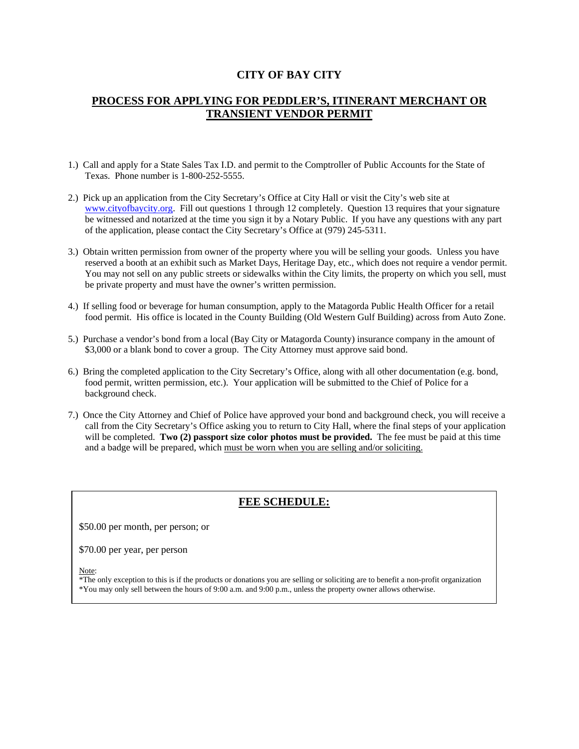# CITY OF BAY CITY

## PROCESS FOR APPLYING FOR PEDDLER'S, ITINERANT MERCHANT OR TRANSIENT VENDOR PERMIT

1.) Call and apply for a State Sales Tax I.D. and permit to the Comptroller of Public Accounts for the State of Texas. Phone number is 1-800-252-5555.

2.) Pick up an application from the City Secretary's Office at City Hall or visit the City's web site at www.cityofbaycity.org. Fill out questions 1 through 12 completely. Question 13 requires that your signature be witnessed and notarized at the time you sign it by a Notary Public. If you have any questions with any part of the application, please contact the City Secretary's Office at (979) 245-5311.

3.) Obtain written permission from owner of the property where you will be selling your goods. Unless you have reserved a booth at an exhibit such as Market Days, Heritage Day, etc., which does not require a vendor permit. You may not sell on any public streets or sidewalks within the City limits, the property on which you sell, must be private property and must have the owner's written permission.

4.) If selling food or beverage for human consumption, apply to the Matagorda Public Health Officer for a retail food permit. His office is located in the County Building (Old Western Gulf Building) across from Auto Zone.

5.) Purchase a vendor's bond from a local (Bay City or Matagorda County) insurance company in the amount of $3,000 or a blank bond to cover a group. The City Attorney must approve said bond.

6.) Bring the completed application to the City Secretary's Office, along with all other documentation (e.g. bond, food permit, written permission, etc.). Your application will be submitted to the Chief of Police for a background check.

7.) Once the City Attorney and Chief of Police have approved your bond and background check, you will receive a call from the City Secretary's Office asking you to return to City Hall, where the final steps of your application will be completed. **Two (2) passport size color photos must be provided.** The fee must be paid at this time and a badge will be prepared, which must be worn when you are selling and/or soliciting.

## FEE SCHEDULE:

$50.00 per month, per person; or

$70.00 per year, per person

Note:
*The only exception to this is if the products or donations you are selling or soliciting are to benefit a non-profit organization
*You may only sell between the hours of 9:00 a.m. and 9:00 p.m., unless the property owner allows otherwise.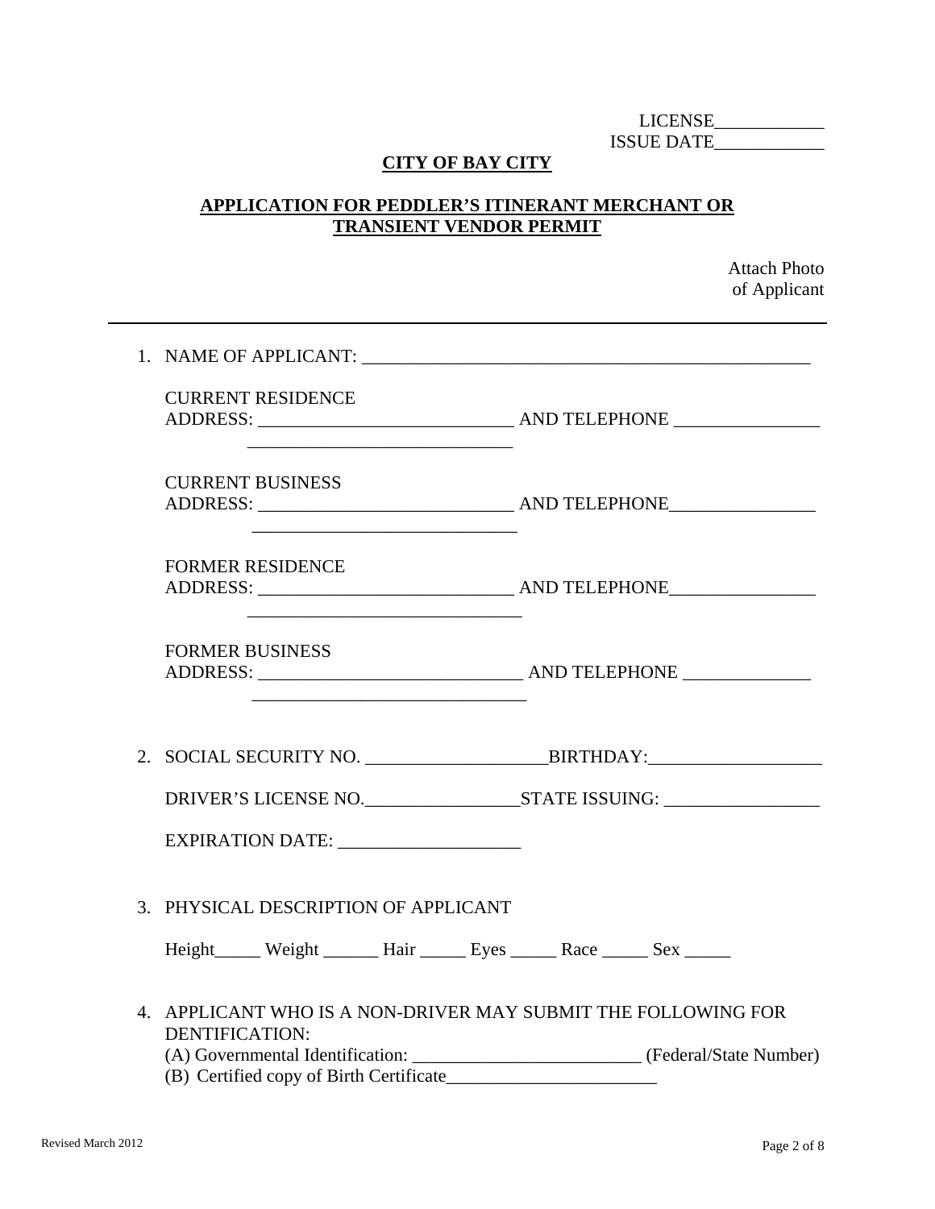LICENSE____________
ISSUE DATE____________

## CITY OF BAY CITY

## APPLICATION FOR PEDDLER'S ITINERANT MERCHANT OR TRANSIENT VENDOR PERMIT

Attach Photo of Applicant

---

1. NAME OF APPLICANT: __________________________________________________

   CURRENT RESIDENCE
   ADDRESS: ___________________________ AND TELEPHONE ________________
   ____________________________

   CURRENT BUSINESS
   ADDRESS: ___________________________ AND TELEPHONE________________
   ____________________________

   FORMER RESIDENCE
   ADDRESS: ___________________________ AND TELEPHONE________________
   ____________________________

   FORMER BUSINESS
   ADDRESS: ____________________________ AND TELEPHONE ______________
   ____________________________

2. SOCIAL SECURITY NO. ___________________BIRTHDAY:___________________

   DRIVER'S LICENSE NO.________________STATE ISSUING: ________________

   EXPIRATION DATE: ___________________

3. PHYSICAL DESCRIPTION OF APPLICANT

   Height_____ Weight ______ Hair _____ Eyes _____ Race _____ Sex _____

4. APPLICANT WHO IS A NON-DRIVER MAY SUBMIT THE FOLLOWING FOR DENTIFICATION:
   (A) Governmental Identification: _________________________ (Federal/State Number)
   (B) Certified copy of Birth Certificate_______________________

Revised March 2012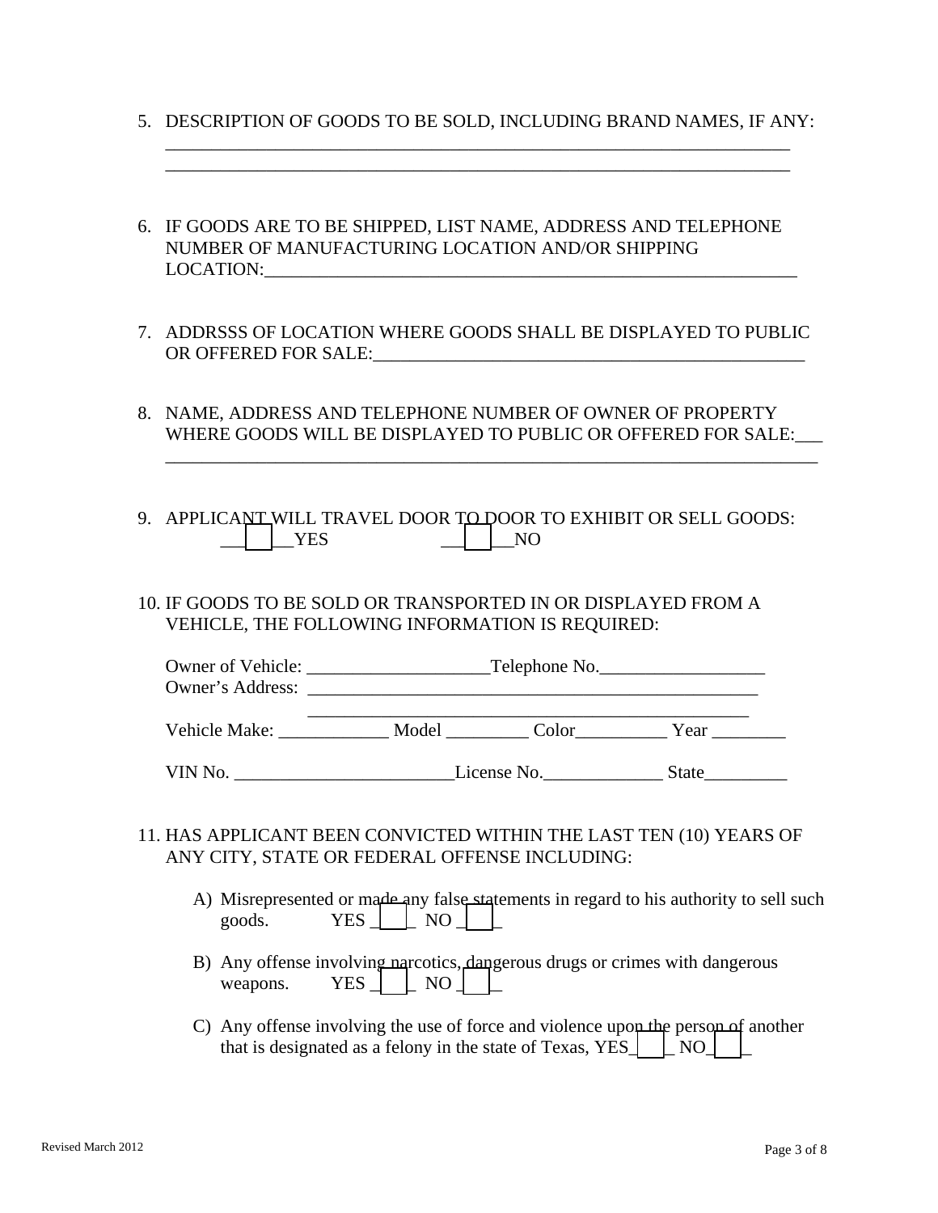5. DESCRIPTION OF GOODS TO BE SOLD, INCLUDING BRAND NAMES, IF ANY:
   ______________________________________________________________________
   ______________________________________________________________________

6. IF GOODS ARE TO BE SHIPPED, LIST NAME, ADDRESS AND TELEPHONE NUMBER OF MANUFACTURING LOCATION AND/OR SHIPPING LOCATION:____________________________________________________________

7. ADDRSSS OF LOCATION WHERE GOODS SHALL BE DISPLAYED TO PUBLIC OR OFFERED FOR SALE:_______________________________________________

8. NAME, ADDRESS AND TELEPHONE NUMBER OF OWNER OF PROPERTY WHERE GOODS WILL BE DISPLAYED TO PUBLIC OR OFFERED FOR SALE:___
   ________________________________________________________________________

9. APPLICANT WILL TRAVEL DOOR TO DOOR TO EXHIBIT OR SELL GOODS:
   ☐ YES ☐ NO

10. IF GOODS TO BE SOLD OR TRANSPORTED IN OR DISPLAYED FROM A VEHICLE, THE FOLLOWING INFORMATION IS REQUIRED:

    Owner of Vehicle: ____________________Telephone No.__________________
    Owner's Address: __________________________________________________
    __________________________________________________

    Vehicle Make: ____________ Model _________ Color__________ Year ________

    VIN No. ________________________License No._____________ State_________

11. HAS APPLICANT BEEN CONVICTED WITHIN THE LAST TEN (10) YEARS OF ANY CITY, STATE OR FEDERAL OFFENSE INCLUDING:

    A) Misrepresented or made any false statements in regard to his authority to sell such goods. YES ☐ NO ☐

    B) Any offense involving narcotics, dangerous drugs or crimes with dangerous weapons. YES ☐ NO ☐

    C) Any offense involving the use of force and violence upon the person of another that is designated as a felony in the state of Texas, YES ☐ NO ☐

Revised March 2012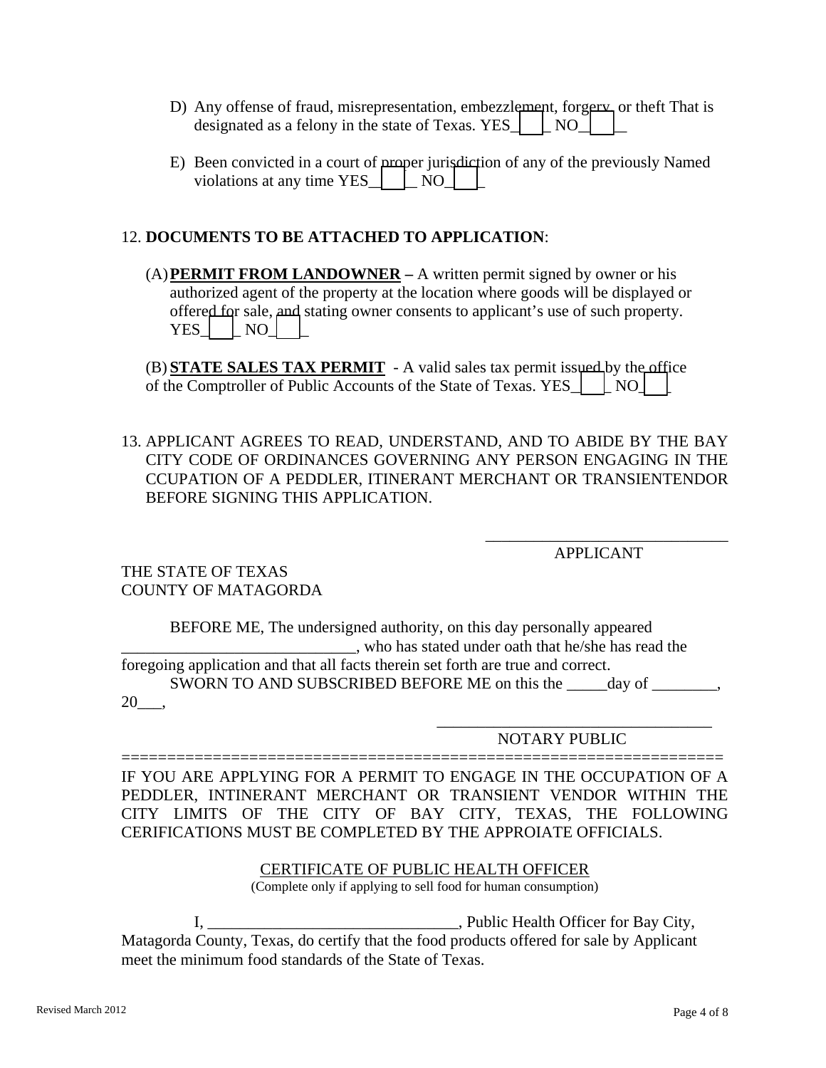D) Any offense of fraud, misrepresentation, embezzlement, forgery, or theft That is designated as a felony in the state of Texas. YES____ NO____

E) Been convicted in a court of proper jurisdiction of any of the previously Named violations at any time YES____ NO____

12. **DOCUMENTS TO BE ATTACHED TO APPLICATION**:

(A) **PERMIT FROM LANDOWNER –** A written permit signed by owner or his authorized agent of the property at the location where goods will be displayed or offered for sale, and stating owner consents to applicant's use of such property. YES____ NO____

(B) **STATE SALES TAX PERMIT** - A valid sales tax permit issued by the office of the Comptroller of Public Accounts of the State of Texas. YES____ NO____

13. APPLICANT AGREES TO READ, UNDERSTAND, AND TO ABIDE BY THE BAY CITY CODE OF ORDINANCES GOVERNING ANY PERSON ENGAGING IN THE CCUPATION OF A PEDDLER, ITINERANT MERCHANT OR TRANSIENTENDOR BEFORE SIGNING THIS APPLICATION.

______________________________
APPLICANT

THE STATE OF TEXAS
COUNTY OF MATAGORDA

BEFORE ME, The undersigned authority, on this day personally appeared ____________________________, who has stated under oath that he/she has read the foregoing application and that all facts therein set forth are true and correct.

SWORN TO AND SUBSCRIBED BEFORE ME on this the _____day of ________, 20___,

__________________________________
NOTARY PUBLIC

=================================================================

IF YOU ARE APPLYING FOR A PERMIT TO ENGAGE IN THE OCCUPATION OF A PEDDLER, INTINERANT MERCHANT OR TRANSIENT VENDOR WITHIN THE CITY LIMITS OF THE CITY OF BAY CITY, TEXAS, THE FOLLOWING CERIFICATIONS MUST BE COMPLETED BY THE APPROIATE OFFICIALS.

CERTIFICATE OF PUBLIC HEALTH OFFICER
(Complete only if applying to sell food for human consumption)

I, ______________________________, Public Health Officer for Bay City, Matagorda County, Texas, do certify that the food products offered for sale by Applicant meet the minimum food standards of the State of Texas.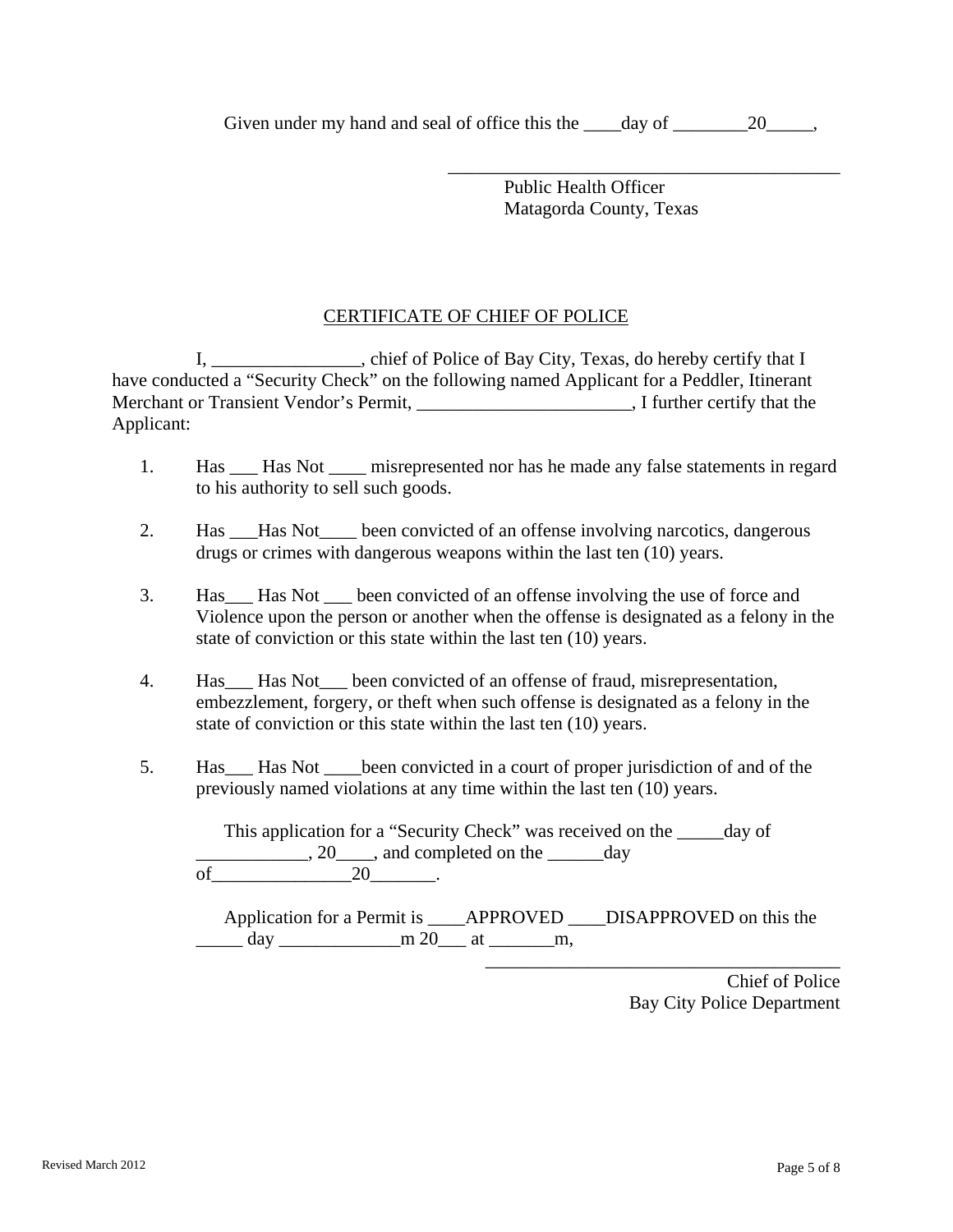Given under my hand and seal of office this the ____day of ________20_____,

_____________________________________________

Public Health Officer
Matagorda County, Texas

## CERTIFICATE OF CHIEF OF POLICE

I, ________________, chief of Police of Bay City, Texas, do hereby certify that I have conducted a "Security Check" on the following named Applicant for a Peddler, Itinerant Merchant or Transient Vendor's Permit, _______________________, I further certify that the Applicant:

1. Has ___ Has Not ____ misrepresented nor has he made any false statements in regard to his authority to sell such goods.

2. Has ___Has Not____ been convicted of an offense involving narcotics, dangerous drugs or crimes with dangerous weapons within the last ten (10) years.

3. Has___ Has Not ___ been convicted of an offense involving the use of force and Violence upon the person or another when the offense is designated as a felony in the state of conviction or this state within the last ten (10) years.

4. Has___ Has Not___ been convicted of an offense of fraud, misrepresentation, embezzlement, forgery, or theft when such offense is designated as a felony in the state of conviction or this state within the last ten (10) years.

5. Has___ Has Not ____been convicted in a court of proper jurisdiction of and of the previously named violations at any time within the last ten (10) years.

This application for a "Security Check" was received on the _____day of ____________, 20____, and completed on the ______day of_______________20_______.

Application for a Permit is ____APPROVED ____DISAPPROVED on this the _____ day _____________m 20___ at _______m,

_______________________________________

Chief of Police
Bay City Police Department

Revised March 2012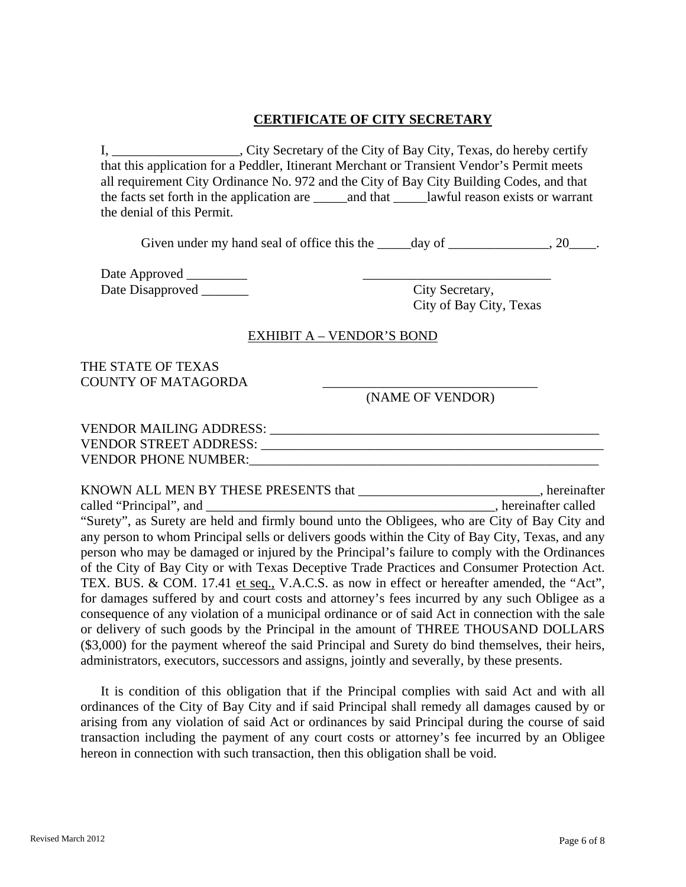## **CERTIFICATE OF CITY SECRETARY**

I, ___________________, City Secretary of the City of Bay City, Texas, do hereby certify that this application for a Peddler, Itinerant Merchant or Transient Vendor's Permit meets all requirement City Ordinance No. 972 and the City of Bay City Building Codes, and that the facts set forth in the application are _____and that _____lawful reason exists or warrant the denial of this Permit.

Given under my hand seal of office this the _____day of _______________, 20____.

Date Approved _________

Date Disapproved _______

____________________________

City Secretary,
City of Bay City, Texas

EXHIBIT A – VENDOR'S BOND

THE STATE OF TEXAS
COUNTY OF MATAGORDA

_______________________________
(NAME OF VENDOR)

VENDOR MAILING ADDRESS: ___________________________________________________

VENDOR STREET ADDRESS: ____________________________________________________

VENDOR PHONE NUMBER:_____________________________________________________

KNOWN ALL MEN BY THESE PRESENTS that ___________________________, hereinafter called "Principal", and ____________________________________________, hereinafter called "Surety", as Surety are held and firmly bound unto the Obligees, who are City of Bay City and any person to whom Principal sells or delivers goods within the City of Bay City, Texas, and any person who may be damaged or injured by the Principal's failure to comply with the Ordinances of the City of Bay City or with Texas Deceptive Trade Practices and Consumer Protection Act. TEX. BUS. & COM. 17.41 et seq., V.A.C.S. as now in effect or hereafter amended, the "Act", for damages suffered by and court costs and attorney's fees incurred by any such Obligee as a consequence of any violation of a municipal ordinance or of said Act in connection with the sale or delivery of such goods by the Principal in the amount of THREE THOUSAND DOLLARS ($3,000) for the payment whereof the said Principal and Surety do bind themselves, their heirs, administrators, executors, successors and assigns, jointly and severally, by these presents.

It is condition of this obligation that if the Principal complies with said Act and with all ordinances of the City of Bay City and if said Principal shall remedy all damages caused by or arising from any violation of said Act or ordinances by said Principal during the course of said transaction including the payment of any court costs or attorney's fee incurred by an Obligee hereon in connection with such transaction, then this obligation shall be void.

Revised March 2012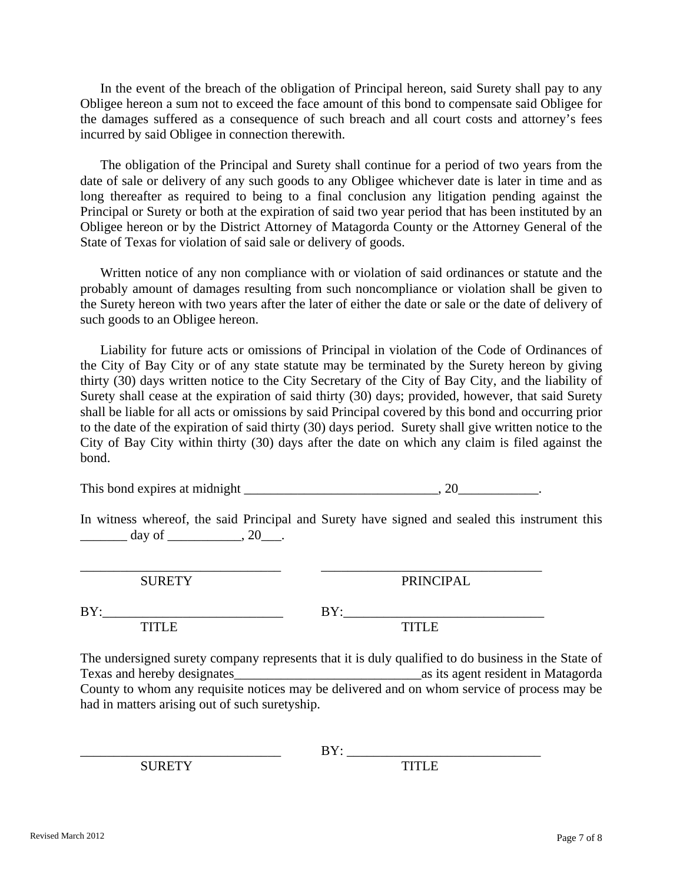In the event of the breach of the obligation of Principal hereon, said Surety shall pay to any Obligee hereon a sum not to exceed the face amount of this bond to compensate said Obligee for the damages suffered as a consequence of such breach and all court costs and attorney's fees incurred by said Obligee in connection therewith.

The obligation of the Principal and Surety shall continue for a period of two years from the date of sale or delivery of any such goods to any Obligee whichever date is later in time and as long thereafter as required to being to a final conclusion any litigation pending against the Principal or Surety or both at the expiration of said two year period that has been instituted by an Obligee hereon or by the District Attorney of Matagorda County or the Attorney General of the State of Texas for violation of said sale or delivery of goods.

Written notice of any non compliance with or violation of said ordinances or statute and the probably amount of damages resulting from such noncompliance or violation shall be given to the Surety hereon with two years after the later of either the date or sale or the date of delivery of such goods to an Obligee hereon.

Liability for future acts or omissions of Principal in violation of the Code of Ordinances of the City of Bay City or of any state statute may be terminated by the Surety hereon by giving thirty (30) days written notice to the City Secretary of the City of Bay City, and the liability of Surety shall cease at the expiration of said thirty (30) days; provided, however, that said Surety shall be liable for all acts or omissions by said Principal covered by this bond and occurring prior to the date of the expiration of said thirty (30) days period. Surety shall give written notice to the City of Bay City within thirty (30) days after the date on which any claim is filed against the bond.

This bond expires at midnight _____________________________, 20____________.

In witness whereof, the said Principal and Surety have signed and sealed this instrument this _______ day of ___________, 20___.

_______________________________ SURETY

_______________________________ PRINCIPAL

BY:__________________________ TITLE

BY:______________________________ TITLE

The undersigned surety company represents that it is duly qualified to do business in the State of Texas and hereby designates____________________________as its agent resident in Matagorda County to whom any requisite notices may be delivered and on whom service of process may be had in matters arising out of such suretyship.

_______________________________ SURETY

BY: _____________________________ TITLE

Revised March 2012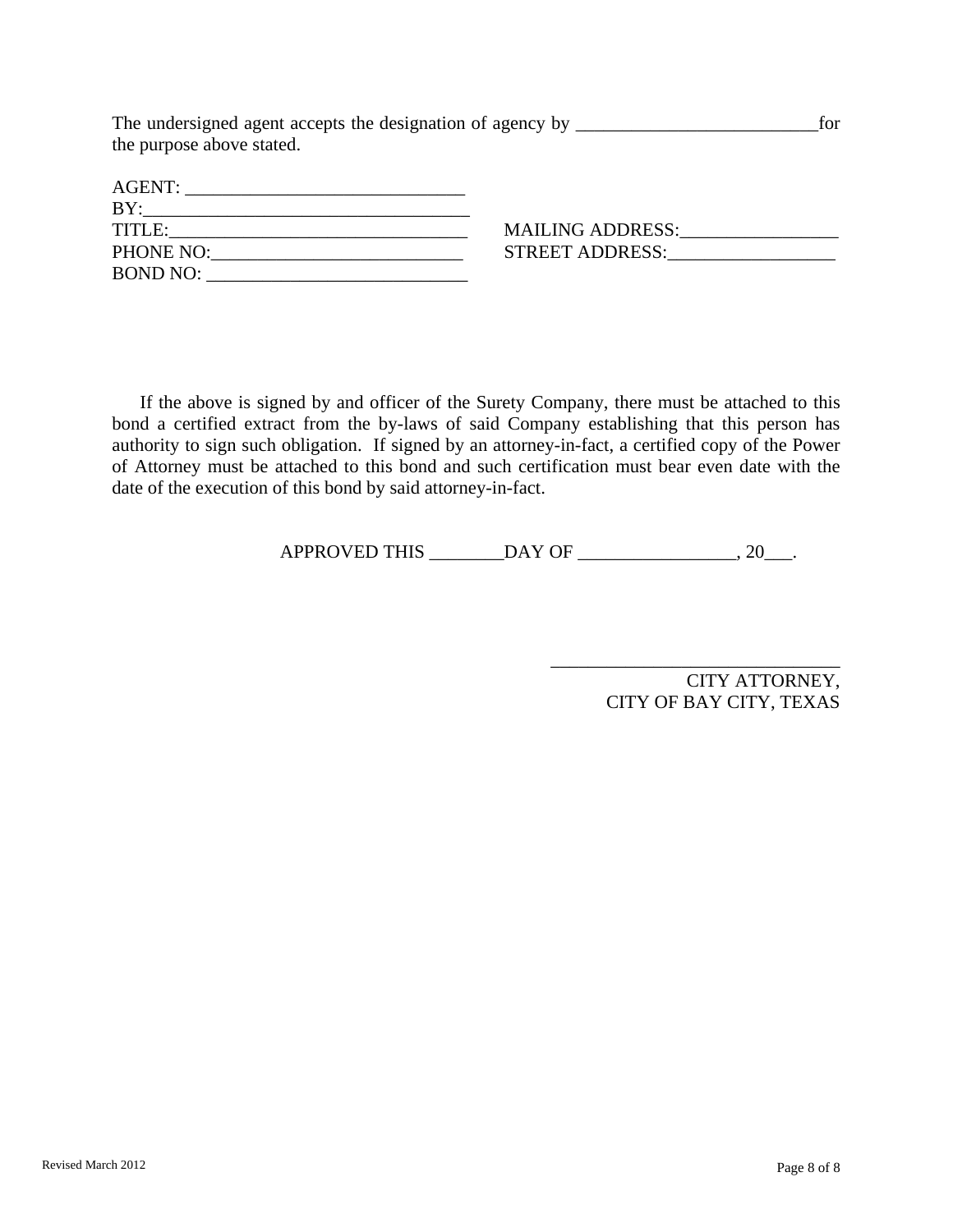The undersigned agent accepts the designation of agency by __________________________ for the purpose above stated.

AGENT: ______________________________
BY:__________________________________
TITLE:_______________________________
PHONE NO:___________________________
BOND NO: ____________________________

MAILING ADDRESS:_________________
STREET ADDRESS:__________________

If the above is signed by and officer of the Surety Company, there must be attached to this bond a certified extract from the by-laws of said Company establishing that this person has authority to sign such obligation. If signed by an attorney-in-fact, a certified copy of the Power of Attorney must be attached to this bond and such certification must bear even date with the date of the execution of this bond by said attorney-in-fact.

APPROVED THIS ________DAY OF _________________, 20___.

_______________________________
CITY ATTORNEY,
CITY OF BAY CITY, TEXAS

Revised March 2012